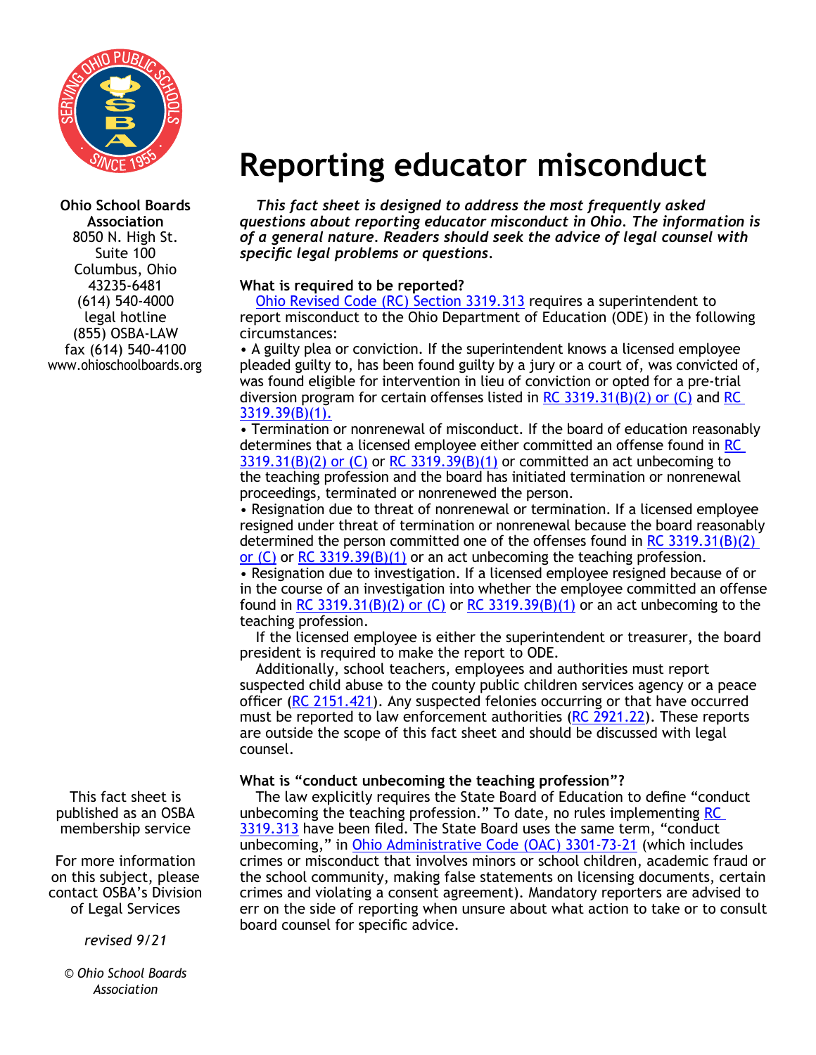Ohio School Boards Association
8050 N. High St.
Suite 100
Columbus, Ohio
43235-6481
(614) 540-4000
legal hotline
(855) OSBA-LAW
fax (614) 540-4100
www.ohioschoolboards.org

# Reporting educator misconduct

***This fact sheet is designed to address the most frequently asked questions about reporting educator misconduct in Ohio. The information is of a general nature. Readers should seek the advice of legal counsel with specific legal problems or questions.***

**What is required to be reported?**

Ohio Revised Code (RC) Section 3319.313 requires a superintendent to report misconduct to the Ohio Department of Education (ODE) in the following circumstances:

- A guilty plea or conviction. If the superintendent knows a licensed employee pleaded guilty to, has been found guilty by a jury or a court of, was convicted of, was found eligible for intervention in lieu of conviction or opted for a pre-trial diversion program for certain offenses listed in RC 3319.31(B)(2) or (C) and RC 3319.39(B)(1).
- Termination or nonrenewal of misconduct. If the board of education reasonably determines that a licensed employee either committed an offense found in RC 3319.31(B)(2) or (C) or RC 3319.39(B)(1) or committed an act unbecoming to the teaching profession and the board has initiated termination or nonrenewal proceedings, terminated or nonrenewed the person.
- Resignation due to threat of nonrenewal or termination. If a licensed employee resigned under threat of termination or nonrenewal because the board reasonably determined the person committed one of the offenses found in RC 3319.31(B)(2) or (C) or RC 3319.39(B)(1) or an act unbecoming the teaching profession.
- Resignation due to investigation. If a licensed employee resigned because of or in the course of an investigation into whether the employee committed an offense found in RC 3319.31(B)(2) or (C) or RC 3319.39(B)(1) or an act unbecoming to the teaching profession.

If the licensed employee is either the superintendent or treasurer, the board president is required to make the report to ODE.

Additionally, school teachers, employees and authorities must report suspected child abuse to the county public children services agency or a peace officer (RC 2151.421). Any suspected felonies occurring or that have occurred must be reported to law enforcement authorities (RC 2921.22). These reports are outside the scope of this fact sheet and should be discussed with legal counsel.

**What is "conduct unbecoming the teaching profession"?**

The law explicitly requires the State Board of Education to define "conduct unbecoming the teaching profession." To date, no rules implementing RC 3319.313 have been filed. The State Board uses the same term, "conduct unbecoming," in Ohio Administrative Code (OAC) 3301-73-21 (which includes crimes or misconduct that involves minors or school children, academic fraud or the school community, making false statements on licensing documents, certain crimes and violating a consent agreement). Mandatory reporters are advised to err on the side of reporting when unsure about what action to take or to consult board counsel for specific advice.

This fact sheet is published as an OSBA membership service

For more information on this subject, please contact OSBA's Division of Legal Services

*revised 9/21*

*© Ohio School Boards Association*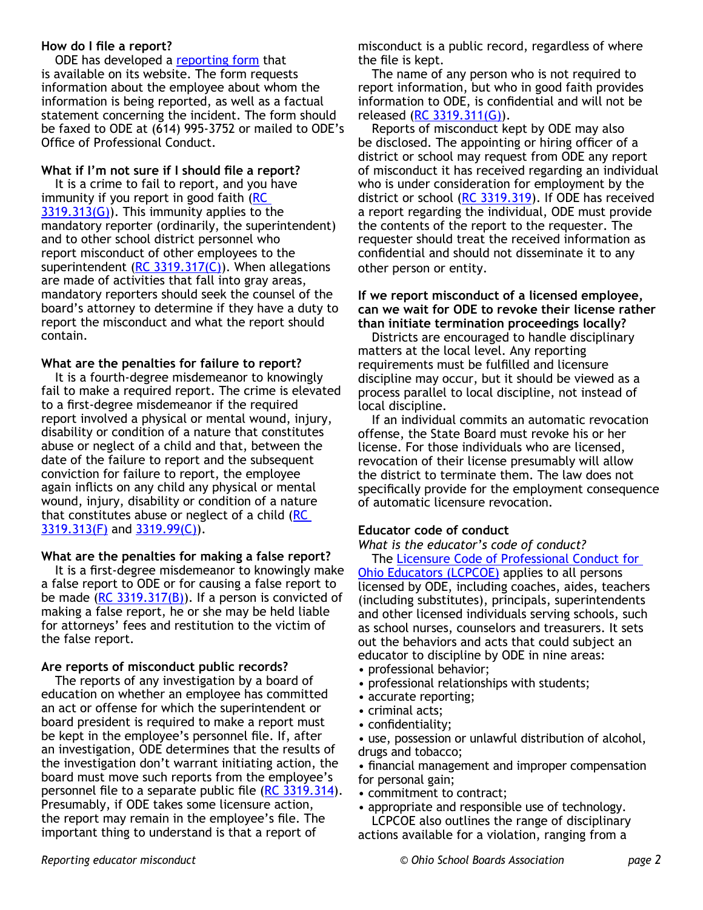### How do I file a report?

ODE has developed a [reporting form](reporting form) that is available on its website. The form requests information about the employee about whom the information is being reported, as well as a factual statement concerning the incident. The form should be faxed to ODE at (614) 995-3752 or mailed to ODE's Office of Professional Conduct.

### What if I'm not sure if I should file a report?

It is a crime to fail to report, and you have immunity if you report in good faith (RC 3319.313(G)). This immunity applies to the mandatory reporter (ordinarily, the superintendent) and to other school district personnel who report misconduct of other employees to the superintendent (RC 3319.317(C)). When allegations are made of activities that fall into gray areas, mandatory reporters should seek the counsel of the board's attorney to determine if they have a duty to report the misconduct and what the report should contain.

### What are the penalties for failure to report?

It is a fourth-degree misdemeanor to knowingly fail to make a required report. The crime is elevated to a first-degree misdemeanor if the required report involved a physical or mental wound, injury, disability or condition of a nature that constitutes abuse or neglect of a child and that, between the date of the failure to report and the subsequent conviction for failure to report, the employee again inflicts on any child any physical or mental wound, injury, disability or condition of a nature that constitutes abuse or neglect of a child (RC 3319.313(F) and 3319.99(C)).

### What are the penalties for making a false report?

It is a first-degree misdemeanor to knowingly make a false report to ODE or for causing a false report to be made (RC 3319.317(B)). If a person is convicted of making a false report, he or she may be held liable for attorneys' fees and restitution to the victim of the false report.

### Are reports of misconduct public records?

The reports of any investigation by a board of education on whether an employee has committed an act or offense for which the superintendent or board president is required to make a report must be kept in the employee's personnel file. If, after an investigation, ODE determines that the results of the investigation don't warrant initiating action, the board must move such reports from the employee's personnel file to a separate public file (RC 3319.314). Presumably, if ODE takes some licensure action, the report may remain in the employee's file. The important thing to understand is that a report of misconduct is a public record, regardless of where the file is kept.

The name of any person who is not required to report information, but who in good faith provides information to ODE, is confidential and will not be released (RC 3319.311(G)).

Reports of misconduct kept by ODE may also be disclosed. The appointing or hiring officer of a district or school may request from ODE any report of misconduct it has received regarding an individual who is under consideration for employment by the district or school (RC 3319.319). If ODE has received a report regarding the individual, ODE must provide the contents of the report to the requester. The requester should treat the received information as confidential and should not disseminate it to any other person or entity.

### If we report misconduct of a licensed employee, can we wait for ODE to revoke their license rather than initiate termination proceedings locally?

Districts are encouraged to handle disciplinary matters at the local level. Any reporting requirements must be fulfilled and licensure discipline may occur, but it should be viewed as a process parallel to local discipline, not instead of local discipline.

If an individual commits an automatic revocation offense, the State Board must revoke his or her license. For those individuals who are licensed, revocation of their license presumably will allow the district to terminate them. The law does not specifically provide for the employment consequence of automatic licensure revocation.

## Educator code of conduct

*What is the educator's code of conduct?*

The Licensure Code of Professional Conduct for Ohio Educators (LCPCOE) applies to all persons licensed by ODE, including coaches, aides, teachers (including substitutes), principals, superintendents and other licensed individuals serving schools, such as school nurses, counselors and treasurers. It sets out the behaviors and acts that could subject an educator to discipline by ODE in nine areas:

- professional behavior;
- professional relationships with students;
- accurate reporting;
- criminal acts;
- confidentiality;
- use, possession or unlawful distribution of alcohol, drugs and tobacco;
- financial management and improper compensation for personal gain;
- commitment to contract;
- appropriate and responsible use of technology.

LCPCOE also outlines the range of disciplinary actions available for a violation, ranging from a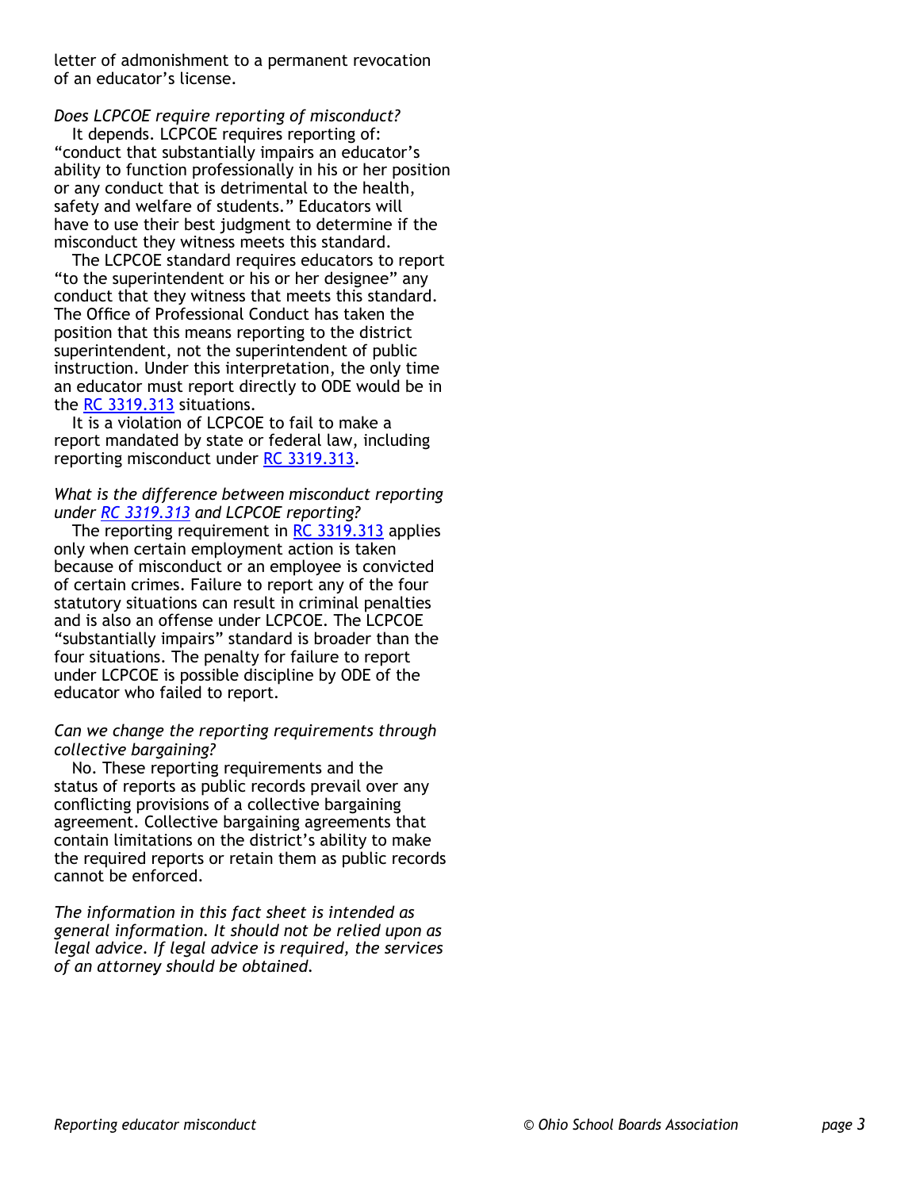letter of admonishment to a permanent revocation of an educator's license.

*Does LCPCOE require reporting of misconduct?*

It depends. LCPCOE requires reporting of: "conduct that substantially impairs an educator's ability to function professionally in his or her position or any conduct that is detrimental to the health, safety and welfare of students." Educators will have to use their best judgment to determine if the misconduct they witness meets this standard.

The LCPCOE standard requires educators to report "to the superintendent or his or her designee" any conduct that they witness that meets this standard. The Office of Professional Conduct has taken the position that this means reporting to the district superintendent, not the superintendent of public instruction. Under this interpretation, the only time an educator must report directly to ODE would be in the RC 3319.313 situations.

It is a violation of LCPCOE to fail to make a report mandated by state or federal law, including reporting misconduct under RC 3319.313.

*What is the difference between misconduct reporting under RC 3319.313 and LCPCOE reporting?*

The reporting requirement in RC 3319.313 applies only when certain employment action is taken because of misconduct or an employee is convicted of certain crimes. Failure to report any of the four statutory situations can result in criminal penalties and is also an offense under LCPCOE. The LCPCOE "substantially impairs" standard is broader than the four situations. The penalty for failure to report under LCPCOE is possible discipline by ODE of the educator who failed to report.

*Can we change the reporting requirements through collective bargaining?*

No. These reporting requirements and the status of reports as public records prevail over any conflicting provisions of a collective bargaining agreement. Collective bargaining agreements that contain limitations on the district's ability to make the required reports or retain them as public records cannot be enforced.

*The information in this fact sheet is intended as general information. It should not be relied upon as legal advice. If legal advice is required, the services of an attorney should be obtained.*